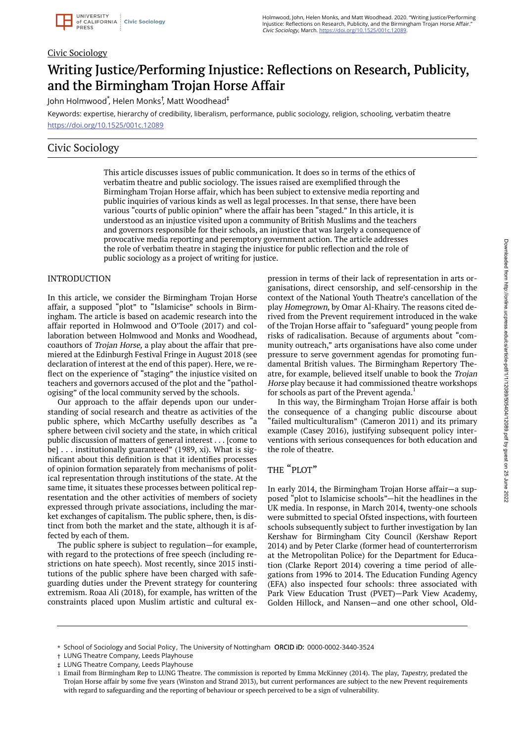Civic Sociology

# Writing Justice/Performing Injustice: Reflections on Research, Publicity, and the Birmingham Trojan Horse Affair

John Holmwood[*], Helen Monks[†], Matt Woodhead[‡]

Keywords: expertise, hierarchy of credibility, liberalism, performance, public sociology, religion, schooling, verbatim theatre

https://doi.org/10.1525/001c.12089

## Civic Sociology

This article discusses issues of public communication. It does so in terms of the ethics of verbatim theatre and public sociology. The issues raised are exemplified through the Birmingham Trojan Horse affair, which has been subject to extensive media reporting and public inquiries of various kinds as well as legal processes. In that sense, there have been various "courts of public opinion" where the affair has been "staged." In this article, it is understood as an injustice visited upon a community of British Muslims and the teachers and governors responsible for their schools, an injustice that was largely a consequence of provocative media reporting and peremptory government action. The article addresses the role of verbatim theatre in staging the injustice for public reflection and the role of public sociology as a project of writing for justice.

## INTRODUCTION

In this article, we consider the Birmingham Trojan Horse affair, a supposed "plot" to "Islamicise" schools in Birmingham. The article is based on academic research into the affair reported in Holmwood and O'Toole (2017) and collaboration between Holmwood and Monks and Woodhead, coauthors of *Trojan Horse,* a play about the affair that premiered at the Edinburgh Festival Fringe in August 2018 (see declaration of interest at the end of this paper). Here, we reflect on the experience of "staging" the injustice visited on teachers and governors accused of the plot and the "pathologising" of the local community served by the schools.

Our approach to the affair depends upon our understanding of social research and theatre as activities of the public sphere, which McCarthy usefully describes as "a sphere between civil society and the state, in which critical public discussion of matters of general interest . . . [come to be] . . . institutionally guaranteed" (1989, xi). What is significant about this definition is that it identifies processes of opinion formation separately from mechanisms of political representation through institutions of the state. At the same time, it situates these processes between political representation and the other activities of members of society expressed through private associations, including the market exchanges of capitalism. The public sphere, then, is distinct from both the market and the state, although it is affected by each of them.

The public sphere is subject to regulation—for example, with regard to the protections of free speech (including restrictions on hate speech). Most recently, since 2015 institutions of the public sphere have been charged with safeguarding duties under the Prevent strategy for countering extremism. Roaa Ali (2018), for example, has written of the constraints placed upon Muslim artistic and cultural expression in terms of their lack of representation in arts organisations, direct censorship, and self-censorship in the context of the National Youth Theatre's cancellation of the play *Homegrown,* by Omar Al-Khairy. The reasons cited derived from the Prevent requirement introduced in the wake of the Trojan Horse affair to "safeguard" young people from risks of radicalisation. Because of arguments about "community outreach," arts organisations have also come under pressure to serve government agendas for promoting fundamental British values. The Birmingham Repertory Theatre, for example, believed itself unable to book the *Trojan Horse* play because it had commissioned theatre workshops for schools as part of the Prevent agenda.[1]

In this way, the Birmingham Trojan Horse affair is both the consequence of a changing public discourse about "failed multiculturalism" (Cameron 2011) and its primary example (Casey 2016), justifying subsequent policy interventions with serious consequences for both education and the role of theatre.

## THE "PLOT"

In early 2014, the Birmingham Trojan Horse affair—a supposed "plot to Islamicise schools"—hit the headlines in the UK media. In response, in March 2014, twenty-one schools were submitted to special Ofsted inspections, with fourteen schools subsequently subject to further investigation by Ian Kershaw for Birmingham City Council (Kershaw Report 2014) and by Peter Clarke (former head of counterterrorism at the Metropolitan Police) for the Department for Education (Clarke Report 2014) covering a time period of allegations from 1996 to 2014. The Education Funding Agency (EFA) also inspected four schools: three associated with Park View Education Trust (PVET)—Park View Academy, Golden Hillock, and Nansen—and one other school, Old-

---

[*] School of Sociology and Social Policy, The University of Nottingham ORCID iD: 0000-0002-3440-3524

[†] LUNG Theatre Company, Leeds Playhouse

[‡] LUNG Theatre Company, Leeds Playhouse

[1] Email from Birmingham Rep to LUNG Theatre. The commission is reported by Emma McKinney (2014). The play, *Tapestry,* predated the Trojan Horse affair by some five years (Winston and Strand 2013), but current performances are subject to the new Prevent requirements with regard to safeguarding and the reporting of behaviour or speech perceived to be a sign of vulnerability.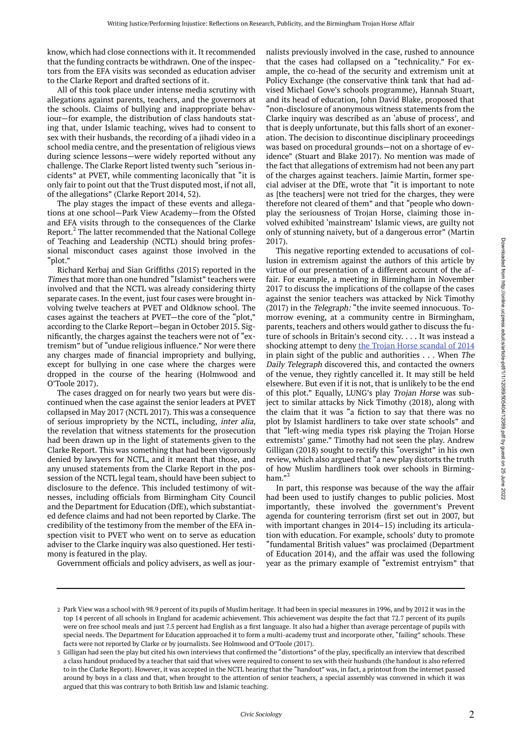know, which had close connections with it. It recommended that the funding contracts be withdrawn. One of the inspectors from the EFA visits was seconded as education adviser to the Clarke Report and drafted sections of it.

All of this took place under intense media scrutiny with allegations against parents, teachers, and the governors at the schools. Claims of bullying and inappropriate behaviour—for example, the distribution of class handouts stating that, under Islamic teaching, wives had to consent to sex with their husbands, the recording of a jihadi video in a school media centre, and the presentation of religious views during science lessons—were widely reported without any challenge. The Clarke Report listed twenty such "serious incidents" at PVET, while commenting laconically that "it is only fair to point out that the Trust disputed most, if not all, of the allegations" (Clarke Report 2014, 52).

The play stages the impact of these events and allegations at one school—Park View Academy—from the Ofsted and EFA visits through to the consequences of the Clarke Report.[2] The latter recommended that the National College of Teaching and Leadership (NCTL) should bring professional misconduct cases against those involved in the "plot."

Richard Kerbaj and Sian Griffiths (2015) reported in the *Times* that more than one hundred "Islamist" teachers were involved and that the NCTL was already considering thirty separate cases. In the event, just four cases were brought involving twelve teachers at PVET and Oldknow school. The cases against the teachers at PVET—the core of the "plot," according to the Clarke Report—began in October 2015. Significantly, the charges against the teachers were not of "extremism" but of "undue religious influence." Nor were there any charges made of financial impropriety and bullying, except for bullying in one case where the charges were dropped in the course of the hearing (Holmwood and O'Toole 2017).

The cases dragged on for nearly two years but were discontinued when the case against the senior leaders at PVET collapsed in May 2017 (NCTL 2017). This was a consequence of serious impropriety by the NCTL, including, *inter alia*, the revelation that witness statements for the prosecution had been drawn up in the light of statements given to the Clarke Report. This was something that had been vigorously denied by lawyers for NCTL, and it meant that those, and any unused statements from the Clarke Report in the possession of the NCTL legal team, should have been subject to disclosure to the defence. This included testimony of witnesses, including officials from Birmingham City Council and the Department for Education (DfE), which substantiated defence claims and had not been reported by Clarke. The credibility of the testimony from the member of the EFA inspection visit to PVET who went on to serve as education adviser to the Clarke inquiry was also questioned. Her testimony is featured in the play.

Government officials and policy advisers, as well as journalists previously involved in the case, rushed to announce that the cases had collapsed on a "technicality." For example, the co-head of the security and extremism unit at Policy Exchange (the conservative think tank that had advised Michael Gove's schools programme), Hannah Stuart, and its head of education, John David Blake, proposed that "non-disclosure of anonymous witness statements from the Clarke inquiry was described as an 'abuse of process', and that is deeply unfortunate, but this falls short of an exoneration. The decision to discontinue disciplinary proceedings was based on procedural grounds—not on a shortage of evidence" (Stuart and Blake 2017). No mention was made of the fact that allegations of extremism had not been any part of the charges against teachers. Jaimie Martin, former special adviser at the DfE, wrote that "it is important to note as [the teachers] were not tried for the charges, they were therefore not cleared of them" and that "people who downplay the seriousness of Trojan Horse, claiming those involved exhibited 'mainstream' Islamic views, are guilty not only of stunning naivety, but of a dangerous error" (Martin 2017).

This negative reporting extended to accusations of collusion in extremism against the authors of this article by virtue of our presentation of a different account of the affair. For example, a meeting in Birmingham in November 2017 to discuss the implications of the collapse of the cases against the senior teachers was attacked by Nick Timothy (2017) in the *Telegraph:* "the invite seemed innocuous. Tomorrow evening, at a community centre in Birmingham, parents, teachers and others would gather to discuss the future of schools in Britain's second city. . . . It was instead a shocking attempt to deny the Trojan Horse scandal of 2014 in plain sight of the public and authorities . . . When *The Daily Telegraph* discovered this, and contacted the owners of the venue, they rightly cancelled it. It may still be held elsewhere. But even if it is not, that is unlikely to be the end of this plot." Equally, LUNG's play *Trojan Horse* was subject to similar attacks by Nick Timothy (2018), along with the claim that it was "a fiction to say that there was no plot by Islamist hardliners to take over state schools" and that "left-wing media types risk playing the Trojan Horse extremists' game." Timothy had not seen the play. Andrew Gilligan (2018) sought to rectify this "oversight" in his own review, which also argued that "a new play distorts the truth of how Muslim hardliners took over schools in Birmingham."[3]

In part, this response was because of the way the affair had been used to justify changes to public policies. Most importantly, these involved the government's Prevent agenda for countering terrorism (first set out in 2007, but with important changes in 2014–15) including its articulation with education. For example, schools' duty to promote "fundamental British values" was proclaimed (Department of Education 2014), and the affair was used the following year as the primary example of "extremist entryism" that

---

2 Park View was a school with 98.9 percent of its pupils of Muslim heritage. It had been in special measures in 1996, and by 2012 it was in the top 14 percent of all schools in England for academic achievement. This achievement was despite the fact that 72.7 percent of its pupils were on free school meals and just 7.5 percent had English as a first language. It also had a higher than average percentage of pupils with special needs. The Department for Education approached it to form a multi-academy trust and incorporate other, "failing" schools. These facts were not reported by Clarke or by journalists. See Holmwood and O'Toole (2017).

3 Gilligan had seen the play but cited his own interviews that confirmed the "distortions" of the play, specifically an interview that described a class handout produced by a teacher that said that wives were required to consent to sex with their husbands (the handout is also referred to in the Clarke Report). However, it was accepted in the NCTL hearing that the "handout" was, in fact, a printout from the internet passed around by boys in a class and that, when brought to the attention of senior teachers, a special assembly was convened in which it was argued that this was contrary to both British law and Islamic teaching.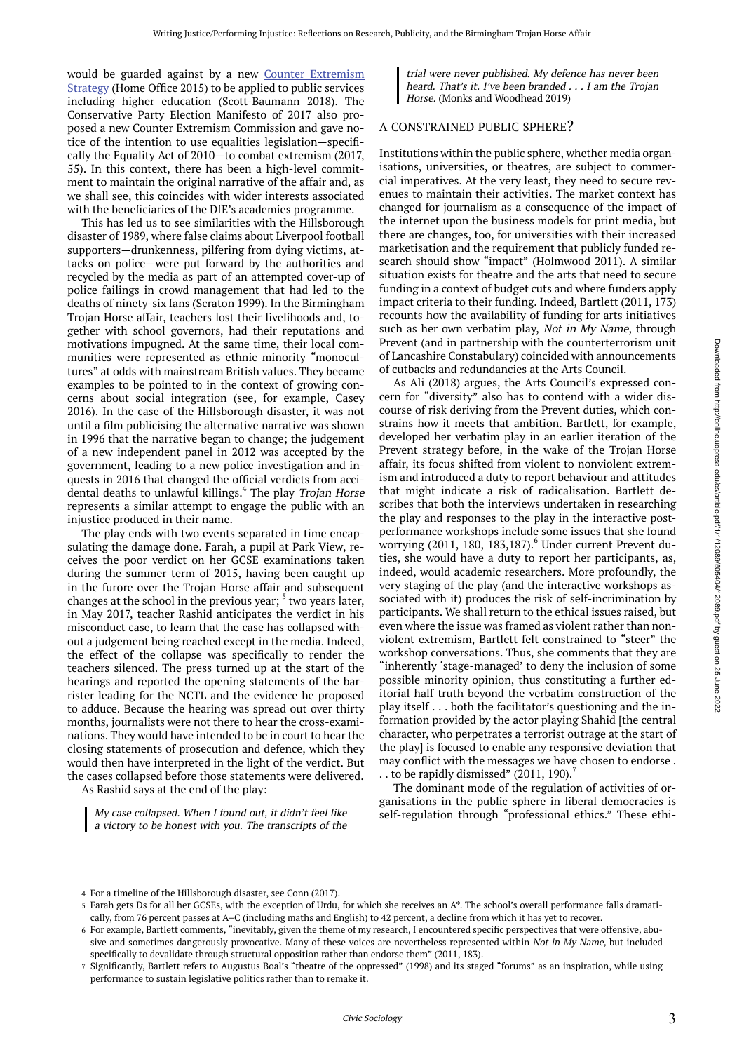would be guarded against by a new Counter Extremism Strategy (Home Office 2015) to be applied to public services including higher education (Scott-Baumann 2018). The Conservative Party Election Manifesto of 2017 also proposed a new Counter Extremism Commission and gave notice of the intention to use equalities legislation—specifically the Equality Act of 2010—to combat extremism (2017, 55). In this context, there has been a high-level commitment to maintain the original narrative of the affair and, as we shall see, this coincides with wider interests associated with the beneficiaries of the DfE's academies programme.

This has led us to see similarities with the Hillsborough disaster of 1989, where false claims about Liverpool football supporters—drunkenness, pilfering from dying victims, attacks on police—were put forward by the authorities and recycled by the media as part of an attempted cover-up of police failings in crowd management that had led to the deaths of ninety-six fans (Scraton 1999). In the Birmingham Trojan Horse affair, teachers lost their livelihoods and, together with school governors, had their reputations and motivations impugned. At the same time, their local communities were represented as ethnic minority "monocultures" at odds with mainstream British values. They became examples to be pointed to in the context of growing concerns about social integration (see, for example, Casey 2016). In the case of the Hillsborough disaster, it was not until a film publicising the alternative narrative was shown in 1996 that the narrative began to change; the judgement of a new independent panel in 2012 was accepted by the government, leading to a new police investigation and inquests in 2016 that changed the official verdicts from accidental deaths to unlawful killings.[4] The play *Trojan Horse* represents a similar attempt to engage the public with an injustice produced in their name.

The play ends with two events separated in time encapsulating the damage done. Farah, a pupil at Park View, receives the poor verdict on her GCSE examinations taken during the summer term of 2015, having been caught up in the furore over the Trojan Horse affair and subsequent changes at the school in the previous year;[5] two years later, in May 2017, teacher Rashid anticipates the verdict in his misconduct case, to learn that the case has collapsed without a judgement being reached except in the media. Indeed, the effect of the collapse was specifically to render the teachers silenced. The press turned up at the start of the hearings and reported the opening statements of the barrister leading for the NCTL and the evidence he proposed to adduce. Because the hearing was spread out over thirty months, journalists were not there to hear the cross-examinations. They would have intended to be in court to hear the closing statements of prosecution and defence, which they would then have interpreted in the light of the verdict. But the cases collapsed before those statements were delivered.

As Rashid says at the end of the play:

> *My case collapsed. When I found out, it didn't feel like a victory to be honest with you. The transcripts of the trial were never published. My defence has never been heard. That's it. I've been branded . . . I am the Trojan Horse.* (Monks and Woodhead 2019)

## A CONSTRAINED PUBLIC SPHERE?

Institutions within the public sphere, whether media organisations, universities, or theatres, are subject to commercial imperatives. At the very least, they need to secure revenues to maintain their activities. The market context has changed for journalism as a consequence of the impact of the internet upon the business models for print media, but there are changes, too, for universities with their increased marketisation and the requirement that publicly funded research should show "impact" (Holmwood 2011). A similar situation exists for theatre and the arts that need to secure funding in a context of budget cuts and where funders apply impact criteria to their funding. Indeed, Bartlett (2011, 173) recounts how the availability of funding for arts initiatives such as her own verbatim play, *Not in My Name*, through Prevent (and in partnership with the counterterrorism unit of Lancashire Constabulary) coincided with announcements of cutbacks and redundancies at the Arts Council.

As Ali (2018) argues, the Arts Council's expressed concern for "diversity" also has to contend with a wider discourse of risk deriving from the Prevent duties, which constrains how it meets that ambition. Bartlett, for example, developed her verbatim play in an earlier iteration of the Prevent strategy before, in the wake of the Trojan Horse affair, its focus shifted from violent to nonviolent extremism and introduced a duty to report behaviour and attitudes that might indicate a risk of radicalisation. Bartlett describes that both the interviews undertaken in researching the play and responses to the play in the interactive post-performance workshops include some issues that she found worrying (2011, 180, 183,187).[6] Under current Prevent duties, she would have a duty to report her participants, as, indeed, would academic researchers. More profoundly, the very staging of the play (and the interactive workshops associated with it) produces the risk of self-incrimination by participants. We shall return to the ethical issues raised, but even where the issue was framed as violent rather than nonviolent extremism, Bartlett felt constrained to "steer" the workshop conversations. Thus, she comments that they are "inherently 'stage-managed' to deny the inclusion of some possible minority opinion, thus constituting a further editorial half truth beyond the verbatim construction of the play itself . . . both the facilitator's questioning and the information provided by the actor playing Shahid [the central character, who perpetrates a terrorist outrage at the start of the play] is focused to enable any responsive deviation that may conflict with the messages we have chosen to endorse . . . to be rapidly dismissed" (2011, 190).[7]

The dominant mode of the regulation of activities of organisations in the public sphere in liberal democracies is self-regulation through "professional ethics." These ethi-

---

4 For a timeline of the Hillsborough disaster, see Conn (2017).

5 Farah gets Ds for all her GCSEs, with the exception of Urdu, for which she receives an A*. The school's overall performance falls dramatically, from 76 percent passes at A–C (including maths and English) to 42 percent, a decline from which it has yet to recover.

6 For example, Bartlett comments, "inevitably, given the theme of my research, I encountered specific perspectives that were offensive, abusive and sometimes dangerously provocative. Many of these voices are nevertheless represented within *Not in My Name*, but included specifically to devalidate through structural opposition rather than endorse them" (2011, 183).

7 Significantly, Bartlett refers to Augustus Boal's "theatre of the oppressed" (1998) and its staged "forums" as an inspiration, while using performance to sustain legislative politics rather than to remake it.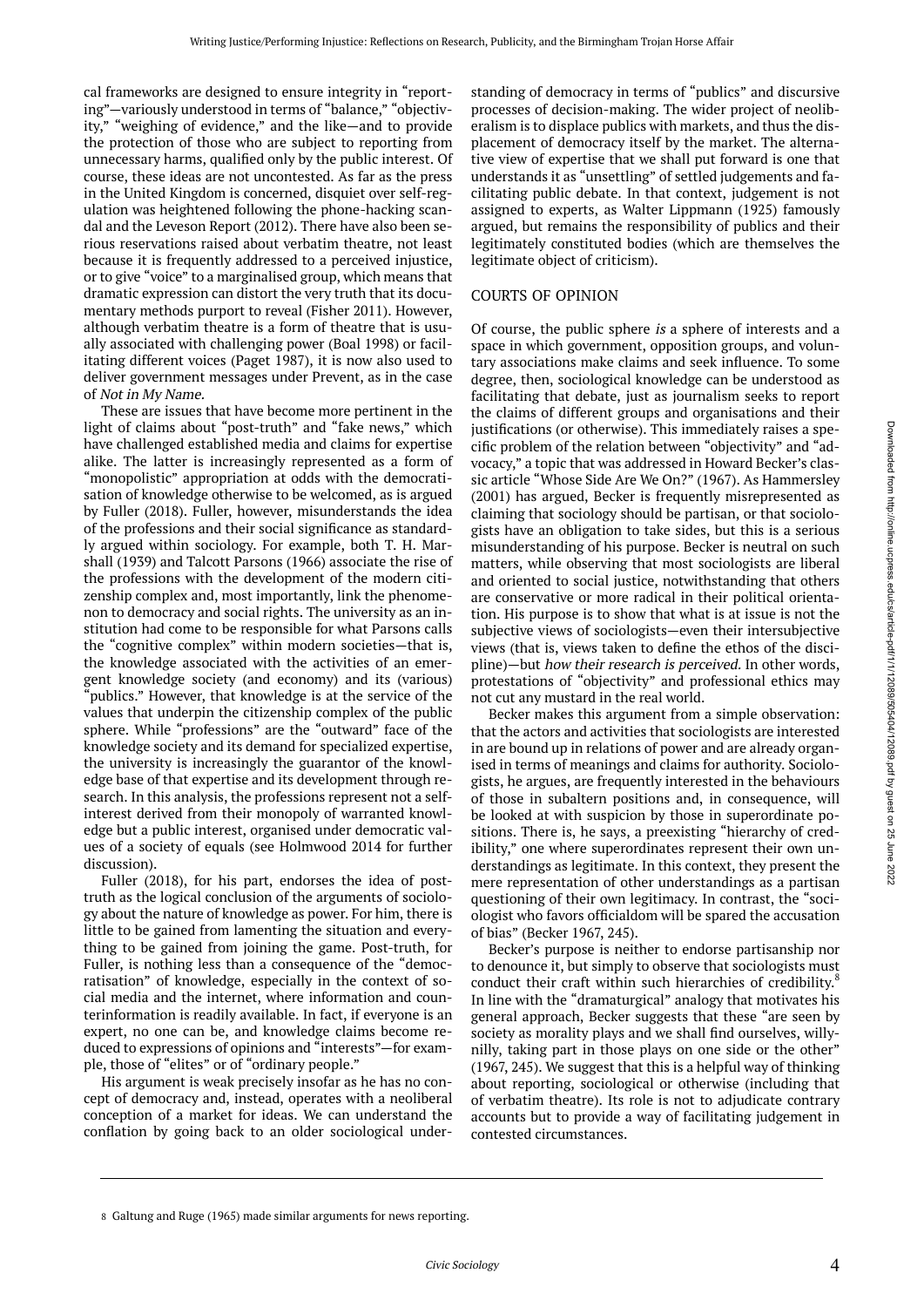cal frameworks are designed to ensure integrity in "reporting"—variously understood in terms of "balance," "objectivity," "weighing of evidence," and the like—and to provide the protection of those who are subject to reporting from unnecessary harms, qualified only by the public interest. Of course, these ideas are not uncontested. As far as the press in the United Kingdom is concerned, disquiet over self-regulation was heightened following the phone-hacking scandal and the Leveson Report (2012). There have also been serious reservations raised about verbatim theatre, not least because it is frequently addressed to a perceived injustice, or to give "voice" to a marginalised group, which means that dramatic expression can distort the very truth that its documentary methods purport to reveal (Fisher 2011). However, although verbatim theatre is a form of theatre that is usually associated with challenging power (Boal 1998) or facilitating different voices (Paget 1987), it is now also used to deliver government messages under Prevent, as in the case of *Not in My Name*.

These are issues that have become more pertinent in the light of claims about "post-truth" and "fake news," which have challenged established media and claims for expertise alike. The latter is increasingly represented as a form of "monopolistic" appropriation at odds with the democratisation of knowledge otherwise to be welcomed, as is argued by Fuller (2018). Fuller, however, misunderstands the idea of the professions and their social significance as standardly argued within sociology. For example, both T. H. Marshall (1939) and Talcott Parsons (1966) associate the rise of the professions with the development of the modern citizenship complex and, most importantly, link the phenomenon to democracy and social rights. The university as an institution had come to be responsible for what Parsons calls the "cognitive complex" within modern societies—that is, the knowledge associated with the activities of an emergent knowledge society (and economy) and its (various) "publics." However, that knowledge is at the service of the values that underpin the citizenship complex of the public sphere. While "professions" are the "outward" face of the knowledge society and its demand for specialized expertise, the university is increasingly the guarantor of the knowledge base of that expertise and its development through research. In this analysis, the professions represent not a self-interest derived from their monopoly of warranted knowledge but a public interest, organised under democratic values of a society of equals (see Holmwood 2014 for further discussion).

Fuller (2018), for his part, endorses the idea of post-truth as the logical conclusion of the arguments of sociology about the nature of knowledge as power. For him, there is little to be gained from lamenting the situation and everything to be gained from joining the game. Post-truth, for Fuller, is nothing less than a consequence of the "democratisation" of knowledge, especially in the context of social media and the internet, where information and counterinformation is readily available. In fact, if everyone is an expert, no one can be, and knowledge claims become reduced to expressions of opinions and "interests"—for example, those of "elites" or of "ordinary people."

His argument is weak precisely insofar as he has no concept of democracy and, instead, operates with a neoliberal conception of a market for ideas. We can understand the conflation by going back to an older sociological understanding of democracy in terms of "publics" and discursive processes of decision-making. The wider project of neoliberalism is to displace publics with markets, and thus the displacement of democracy itself by the market. The alternative view of expertise that we shall put forward is one that understands it as "unsettling" of settled judgements and facilitating public debate. In that context, judgement is not assigned to experts, as Walter Lippmann (1925) famously argued, but remains the responsibility of publics and their legitimately constituted bodies (which are themselves the legitimate object of criticism).

## COURTS OF OPINION

Of course, the public sphere *is* a sphere of interests and a space in which government, opposition groups, and voluntary associations make claims and seek influence. To some degree, then, sociological knowledge can be understood as facilitating that debate, just as journalism seeks to report the claims of different groups and organisations and their justifications (or otherwise). This immediately raises a specific problem of the relation between "objectivity" and "advocacy," a topic that was addressed in Howard Becker's classic article "Whose Side Are We On?" (1967). As Hammersley (2001) has argued, Becker is frequently misrepresented as claiming that sociology should be partisan, or that sociologists have an obligation to take sides, but this is a serious misunderstanding of his purpose. Becker is neutral on such matters, while observing that most sociologists are liberal and oriented to social justice, notwithstanding that others are conservative or more radical in their political orientation. His purpose is to show that what is at issue is not the subjective views of sociologists—even their intersubjective views (that is, views taken to define the ethos of the discipline)—but *how their research is perceived*. In other words, protestations of "objectivity" and professional ethics may not cut any mustard in the real world.

Becker makes this argument from a simple observation: that the actors and activities that sociologists are interested in are bound up in relations of power and are already organised in terms of meanings and claims for authority. Sociologists, he argues, are frequently interested in the behaviours of those in subaltern positions and, in consequence, will be looked at with suspicion by those in superordinate positions. There is, he says, a preexisting "hierarchy of credibility," one where superordinates represent their own understandings as legitimate. In this context, they present the mere representation of other understandings as a partisan questioning of their own legitimacy. In contrast, the "sociologist who favors officialdom will be spared the accusation of bias" (Becker 1967, 245).

Becker's purpose is neither to endorse partisanship nor to denounce it, but simply to observe that sociologists must conduct their craft within such hierarchies of credibility.[8] In line with the "dramaturgical" analogy that motivates his general approach, Becker suggests that these "are seen by society as morality plays and we shall find ourselves, willy-nilly, taking part in those plays on one side or the other" (1967, 245). We suggest that this is a helpful way of thinking about reporting, sociological or otherwise (including that of verbatim theatre). Its role is not to adjudicate contrary accounts but to provide a way of facilitating judgement in contested circumstances.

8 Galtung and Ruge (1965) made similar arguments for news reporting.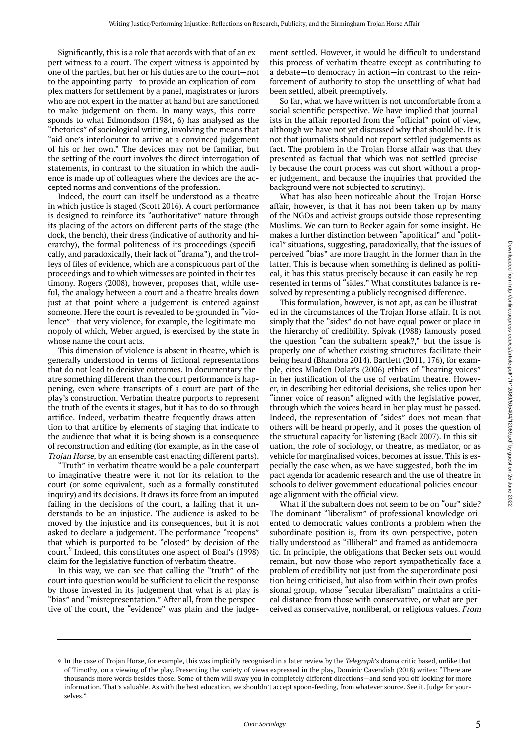Significantly, this is a role that accords with that of an expert witness to a court. The expert witness is appointed by one of the parties, but her or his duties are to the court—not to the appointing party—to provide an explication of complex matters for settlement by a panel, magistrates or jurors who are not expert in the matter at hand but are sanctioned to make judgement on them. In many ways, this corresponds to what Edmondson (1984, 6) has analysed as the "rhetorics" of sociological writing, involving the means that "aid one's interlocutor to arrive at a convinced judgement of his or her own." The devices may not be familiar, but the setting of the court involves the direct interrogation of statements, in contrast to the situation in which the audience is made up of colleagues where the devices are the accepted norms and conventions of the profession.

Indeed, the court can itself be understood as a theatre in which justice is staged (Scott 2016). A court performance is designed to reinforce its "authoritative" nature through its placing of the actors on different parts of the stage (the dock, the bench), their dress (indicative of authority and hierarchy), the formal politeness of its proceedings (specifically, and paradoxically, their lack of "drama"), and the trolleys of files of evidence, which are a conspicuous part of the proceedings and to which witnesses are pointed in their testimony. Rogers (2008), however, proposes that, while useful, the analogy between a court and a theatre breaks down just at that point where a judgement is entered against someone. Here the court is revealed to be grounded in "violence"—that very violence, for example, the legitimate monopoly of which, Weber argued, is exercised by the state in whose name the court acts.

This dimension of violence is absent in theatre, which is generally understood in terms of fictional representations that do not lead to decisive outcomes. In documentary theatre something different than the court performance is happening, even where transcripts of a court are part of the play's construction. Verbatim theatre purports to represent the truth of the events it stages, but it has to do so through artifice. Indeed, verbatim theatre frequently draws attention to that artifice by elements of staging that indicate to the audience that what it is being shown is a consequence of reconstruction and editing (for example, as in the case of *Trojan Horse*, by an ensemble cast enacting different parts).

"Truth" in verbatim theatre would be a pale counterpart to imaginative theatre were it not for its relation to the court (or some equivalent, such as a formally constituted inquiry) and its decisions. It draws its force from an imputed failing in the decisions of the court, a failing that it understands to be an injustice. The audience is asked to be moved by the injustice and its consequences, but it is not asked to declare a judgement. The performance "reopens" that which is purported to be "closed" by decision of the court.[9] Indeed, this constitutes one aspect of Boal's (1998) claim for the legislative function of verbatim theatre.

In this way, we can see that calling the "truth" of the court into question would be sufficient to elicit the response by those invested in its judgement that what is at play is "bias" and "misrepresentation." After all, from the perspective of the court, the "evidence" was plain and the judgement settled. However, it would be difficult to understand this process of verbatim theatre except as contributing to a debate—to democracy in action—in contrast to the reinforcement of authority to stop the unsettling of what had been settled, albeit preemptively.

So far, what we have written is not uncomfortable from a social scientific perspective. We have implied that journalists in the affair reported from the "official" point of view, although we have not yet discussed why that should be. It is not that journalists should not report settled judgements as fact. The problem in the Trojan Horse affair was that they presented as factual that which was not settled (precisely because the court process was cut short without a proper judgement, and because the inquiries that provided the background were not subjected to scrutiny).

What has also been noticeable about the Trojan Horse affair, however, is that it has not been taken up by many of the NGOs and activist groups outside those representing Muslims. We can turn to Becker again for some insight. He makes a further distinction between "apolitical" and "political" situations, suggesting, paradoxically, that the issues of perceived "bias" are more fraught in the former than in the latter. This is because when something is defined as political, it has this status precisely because it can easily be represented in terms of "sides." What constitutes balance is resolved by representing a publicly recognised difference.

This formulation, however, is not apt, as can be illustrated in the circumstances of the Trojan Horse affair. It is not simply that the "sides" do not have equal power or place in the hierarchy of credibility. Spivak (1988) famously posed the question "can the subaltern speak?," but the issue is properly one of whether existing structures facilitate their being heard (Bhambra 2014). Bartlett (2011, 176), for example, cites Mladen Dolar's (2006) ethics of "hearing voices" in her justification of the use of verbatim theatre. However, in describing her editorial decisions, she relies upon her "inner voice of reason" aligned with the legislative power, through which the voices heard in her play must be passed. Indeed, the representation of "sides" does not mean that others will be heard properly, and it poses the question of the structural capacity for listening (Back 2007). In this situation, the role of sociology, or theatre, as mediator, or as vehicle for marginalised voices, becomes at issue. This is especially the case when, as we have suggested, both the impact agenda for academic research and the use of theatre in schools to deliver government educational policies encourage alignment with the official view.

What if the subaltern does not seem to be on "our" side? The dominant "liberalism" of professional knowledge oriented to democratic values confronts a problem when the subordinate position is, from its own perspective, potentially understood as "illiberal" and framed as antidemocratic. In principle, the obligations that Becker sets out would remain, but now those who report sympathetically face a problem of credibility not just from the superordinate position being criticised, but also from within their own professional group, whose "secular liberalism" maintains a critical distance from those with conservative, or what are perceived as conservative, nonliberal, or religious values. *From*

---

9 In the case of Trojan Horse, for example, this was implicitly recognised in a later review by the *Telegraph*'s drama critic based, unlike that of Timothy, on a viewing of the play. Presenting the variety of views expressed in the play, Dominic Cavendish (2018) writes: "There are thousands more words besides those. Some of them will sway you in completely different directions—and send you off looking for more information. That's valuable. As with the best education, we shouldn't accept spoon-feeding, from whatever source. See it. Judge for yourselves."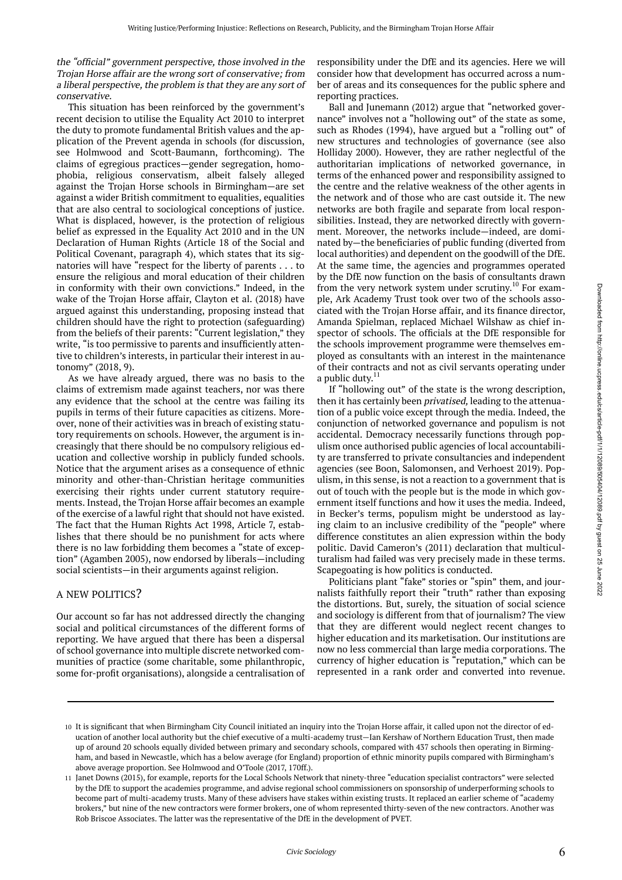*the "official" government perspective, those involved in the Trojan Horse affair are the wrong sort of conservative; from a liberal perspective, the problem is that they are any sort of conservative.*

This situation has been reinforced by the government's recent decision to utilise the Equality Act 2010 to interpret the duty to promote fundamental British values and the application of the Prevent agenda in schools (for discussion, see Holmwood and Scott-Baumann, forthcoming). The claims of egregious practices—gender segregation, homophobia, religious conservatism, albeit falsely alleged against the Trojan Horse schools in Birmingham—are set against a wider British commitment to equalities, equalities that are also central to sociological conceptions of justice. What is displaced, however, is the protection of religious belief as expressed in the Equality Act 2010 and in the UN Declaration of Human Rights (Article 18 of the Social and Political Covenant, paragraph 4), which states that its signatories will have "respect for the liberty of parents . . . to ensure the religious and moral education of their children in conformity with their own convictions." Indeed, in the wake of the Trojan Horse affair, Clayton et al. (2018) have argued against this understanding, proposing instead that children should have the right to protection (safeguarding) from the beliefs of their parents: "Current legislation," they write, "is too permissive to parents and insufficiently attentive to children's interests, in particular their interest in autonomy" (2018, 9).

As we have already argued, there was no basis to the claims of extremism made against teachers, nor was there any evidence that the school at the centre was failing its pupils in terms of their future capacities as citizens. Moreover, none of their activities was in breach of existing statutory requirements on schools. However, the argument is increasingly that there should be no compulsory religious education and collective worship in publicly funded schools. Notice that the argument arises as a consequence of ethnic minority and other-than-Christian heritage communities exercising their rights under current statutory requirements. Instead, the Trojan Horse affair becomes an example of the exercise of a lawful right that should not have existed. The fact that the Human Rights Act 1998, Article 7, establishes that there should be no punishment for acts where there is no law forbidding them becomes a "state of exception" (Agamben 2005), now endorsed by liberals—including social scientists—in their arguments against religion.

## A NEW POLITICS?

Our account so far has not addressed directly the changing social and political circumstances of the different forms of reporting. We have argued that there has been a dispersal of school governance into multiple discrete networked communities of practice (some charitable, some philanthropic, some for-profit organisations), alongside a centralisation of responsibility under the DfE and its agencies. Here we will consider how that development has occurred across a number of areas and its consequences for the public sphere and reporting practices.

Ball and Junemann (2012) argue that "networked governance" involves not a "hollowing out" of the state as some, such as Rhodes (1994), have argued but a "rolling out" of new structures and technologies of governance (see also Holliday 2000). However, they are rather neglectful of the authoritarian implications of networked governance, in terms of the enhanced power and responsibility assigned to the centre and the relative weakness of the other agents in the network and of those who are cast outside it. The new networks are both fragile and separate from local responsibilities. Instead, they are networked directly with government. Moreover, the networks include—indeed, are dominated by—the beneficiaries of public funding (diverted from local authorities) and dependent on the goodwill of the DfE. At the same time, the agencies and programmes operated by the DfE now function on the basis of consultants drawn from the very network system under scrutiny.[10] For example, Ark Academy Trust took over two of the schools associated with the Trojan Horse affair, and its finance director, Amanda Spielman, replaced Michael Wilshaw as chief inspector of schools. The officials at the DfE responsible for the schools improvement programme were themselves employed as consultants with an interest in the maintenance of their contracts and not as civil servants operating under a public duty.[11]

If "hollowing out" of the state is the wrong description, then it has certainly been *privatised,* leading to the attenuation of a public voice except through the media. Indeed, the conjunction of networked governance and populism is not accidental. Democracy necessarily functions through populism once authorised public agencies of local accountability are transferred to private consultancies and independent agencies (see Boon, Salomonsen, and Verhoest 2019). Populism, in this sense, is not a reaction to a government that is out of touch with the people but is the mode in which government itself functions and how it uses the media. Indeed, in Becker's terms, populism might be understood as laying claim to an inclusive credibility of the "people" where difference constitutes an alien expression within the body politic. David Cameron's (2011) declaration that multiculturalism had failed was very precisely made in these terms. Scapegoating is how politics is conducted.

Politicians plant "fake" stories or "spin" them, and journalists faithfully report their "truth" rather than exposing the distortions. But, surely, the situation of social science and sociology is different from that of journalism? The view that they are different would neglect recent changes to higher education and its marketisation. Our institutions are now no less commercial than large media corporations. The currency of higher education is "reputation," which can be represented in a rank order and converted into revenue.

---

10 It is significant that when Birmingham City Council initiated an inquiry into the Trojan Horse affair, it called upon not the director of education of another local authority but the chief executive of a multi-academy trust—Ian Kershaw of Northern Education Trust, then made up of around 20 schools equally divided between primary and secondary schools, compared with 437 schools then operating in Birmingham, and based in Newcastle, which has a below average (for England) proportion of ethnic minority pupils compared with Birmingham's above average proportion. See Holmwood and O'Toole (2017, 170ff.).

11 Janet Downs (2015), for example, reports for the Local Schools Network that ninety-three "education specialist contractors" were selected by the DfE to support the academies programme, and advise regional school commissioners on sponsorship of underperforming schools to become part of multi-academy trusts. Many of these advisers have stakes within existing trusts. It replaced an earlier scheme of "academy brokers," but nine of the new contractors were former brokers, one of whom represented thirty-seven of the new contractors. Another was Rob Briscoe Associates. The latter was the representative of the DfE in the development of PVET.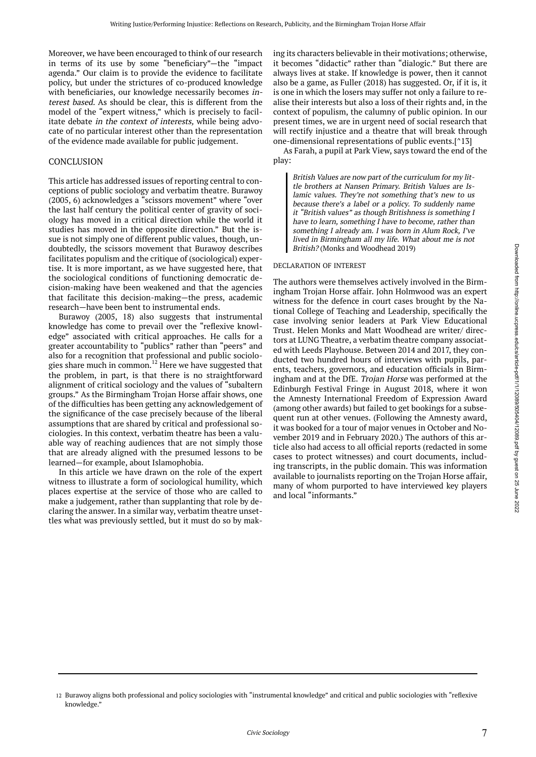Moreover, we have been encouraged to think of our research in terms of its use by some "beneficiary"—the "impact agenda." Our claim is to provide the evidence to facilitate policy, but under the strictures of co-produced knowledge with beneficiaries, our knowledge necessarily becomes *interest based*. As should be clear, this is different from the model of the "expert witness," which is precisely to facilitate debate *in the context of interests,* while being advocate of no particular interest other than the representation of the evidence made available for public judgement.

## CONCLUSION

This article has addressed issues of reporting central to conceptions of public sociology and verbatim theatre. Burawoy (2005, 6) acknowledges a "scissors movement" where "over the last half century the political center of gravity of sociology has moved in a critical direction while the world it studies has moved in the opposite direction." But the issue is not simply one of different public values, though, undoubtedly, the scissors movement that Burawoy describes facilitates populism and the critique of (sociological) expertise. It is more important, as we have suggested here, that the sociological conditions of functioning democratic decision-making have been weakened and that the agencies that facilitate this decision-making—the press, academic research—have been bent to instrumental ends.

Burawoy (2005, 18) also suggests that instrumental knowledge has come to prevail over the "reflexive knowledge" associated with critical approaches. He calls for a greater accountability to "publics" rather than "peers" and also for a recognition that professional and public sociologies share much in common.[12] Here we have suggested that the problem, in part, is that there is no straightforward alignment of critical sociology and the values of "subaltern groups." As the Birmingham Trojan Horse affair shows, one of the difficulties has been getting any acknowledgement of the significance of the case precisely because of the liberal assumptions that are shared by critical and professional sociologies. In this context, verbatim theatre has been a valuable way of reaching audiences that are not simply those that are already aligned with the presumed lessons to be learned—for example, about Islamophobia.

In this article we have drawn on the role of the expert witness to illustrate a form of sociological humility, which places expertise at the service of those who are called to make a judgement, rather than supplanting that role by declaring the answer. In a similar way, verbatim theatre unsettles what was previously settled, but it must do so by making its characters believable in their motivations; otherwise, it becomes "didactic" rather than "dialogic." But there are always lives at stake. If knowledge is power, then it cannot also be a game, as Fuller (2018) has suggested. Or, if it is, it is one in which the losers may suffer not only a failure to realise their interests but also a loss of their rights and, in the context of populism, the calumny of public opinion. In our present times, we are in urgent need of social research that will rectify injustice and a theatre that will break through one-dimensional representations of public events.[^13]

As Farah, a pupil at Park View, says toward the end of the play:

> *British Values are now part of the curriculum for my little brothers at Nansen Primary. British Values are Islamic values. They're not something that's new to us because there's a label or a policy. To suddenly name it "British values" as though Britishness is something I have to learn, something I have to become, rather than something I already am. I was born in Alum Rock, I've lived in Birmingham all my life. What about me is not British?* (Monks and Woodhead 2019)

### DECLARATION OF INTEREST

The authors were themselves actively involved in the Birmingham Trojan Horse affair. John Holmwood was an expert witness for the defence in court cases brought by the National College of Teaching and Leadership, specifically the case involving senior leaders at Park View Educational Trust. Helen Monks and Matt Woodhead are writer/ directors at LUNG Theatre, a verbatim theatre company associated with Leeds Playhouse. Between 2014 and 2017, they conducted two hundred hours of interviews with pupils, parents, teachers, governors, and education officials in Birmingham and at the DfE. *Trojan Horse* was performed at the Edinburgh Festival Fringe in August 2018, where it won the Amnesty International Freedom of Expression Award (among other awards) but failed to get bookings for a subsequent run at other venues. (Following the Amnesty award, it was booked for a tour of major venues in October and November 2019 and in February 2020.) The authors of this article also had access to all official reports (redacted in some cases to protect witnesses) and court documents, including transcripts, in the public domain. This was information available to journalists reporting on the Trojan Horse affair, many of whom purported to have interviewed key players and local "informants."

---

12 Burawoy aligns both professional and policy sociologies with "instrumental knowledge" and critical and public sociologies with "reflexive knowledge."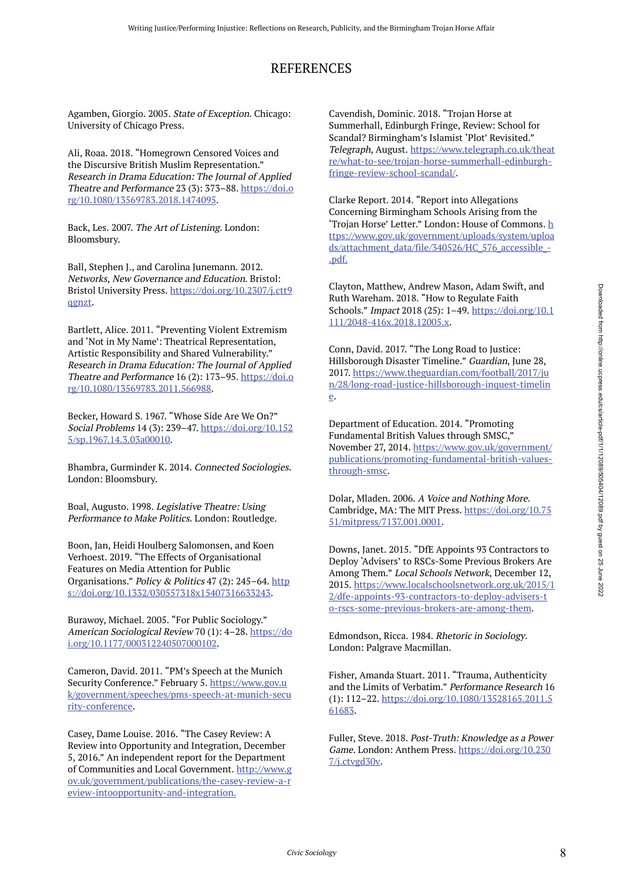# REFERENCES

Agamben, Giorgio. 2005. *State of Exception*. Chicago: University of Chicago Press.

Ali, Roaa. 2018. "Homegrown Censored Voices and the Discursive British Muslim Representation." *Research in Drama Education: The Journal of Applied Theatre and Performance* 23 (3): 373–88. https://doi.org/10.1080/13569783.2018.1474095.

Back, Les. 2007. *The Art of Listening*. London: Bloomsbury.

Ball, Stephen J., and Carolina Junemann. 2012. *Networks, New Governance and Education*. Bristol: Bristol University Press. https://doi.org/10.2307/j.ctt9qgnzt.

Bartlett, Alice. 2011. "Preventing Violent Extremism and 'Not in My Name': Theatrical Representation, Artistic Responsibility and Shared Vulnerability." *Research in Drama Education: The Journal of Applied Theatre and Performance* 16 (2): 173–95. https://doi.org/10.1080/13569783.2011.566988.

Becker, Howard S. 1967. "Whose Side Are We On?" *Social Problems* 14 (3): 239–47. https://doi.org/10.1525/sp.1967.14.3.03a00010.

Bhambra, Gurminder K. 2014. *Connected Sociologies*. London: Bloomsbury.

Boal, Augusto. 1998. *Legislative Theatre: Using Performance to Make Politics*. London: Routledge.

Boon, Jan, Heidi Houlberg Salomonsen, and Koen Verhoest. 2019. "The Effects of Organisational Features on Media Attention for Public Organisations." *Policy & Politics* 47 (2): 245–64. https://doi.org/10.1332/030557318x15407316633243.

Burawoy, Michael. 2005. "For Public Sociology." *American Sociological Review* 70 (1): 4–28. https://doi.org/10.1177/000312240507000102.

Cameron, David. 2011. "PM's Speech at the Munich Security Conference." February 5. https://www.gov.uk/government/speeches/pms-speech-at-munich-security-conference.

Casey, Dame Louise. 2016. "The Casey Review: A Review into Opportunity and Integration, December 5, 2016." An independent report for the Department of Communities and Local Government. http://www.gov.uk/government/publications/the-casey-review-a-review-intoopportunity-and-integration.

Cavendish, Dominic. 2018. "Trojan Horse at Summerhall, Edinburgh Fringe, Review: School for Scandal? Birmingham's Islamist 'Plot' Revisited." *Telegraph*, August. https://www.telegraph.co.uk/theatre/what-to-see/trojan-horse-summerhall-edinburgh-fringe-review-school-scandal/.

Clarke Report. 2014. "Report into Allegations Concerning Birmingham Schools Arising from the 'Trojan Horse' Letter." London: House of Commons. https://www.gov.uk/government/uploads/system/uploads/attachment_data/file/340526/HC_576_accessible_-.pdf.

Clayton, Matthew, Andrew Mason, Adam Swift, and Ruth Wareham. 2018. "How to Regulate Faith Schools." *Impact* 2018 (25): 1–49. https://doi.org/10.1111/2048-416x.2018.12005.x.

Conn, David. 2017. "The Long Road to Justice: Hillsborough Disaster Timeline." *Guardian*, June 28, 2017. https://www.theguardian.com/football/2017/jun/28/long-road-justice-hillsborough-inquest-timeline.

Department of Education. 2014. "Promoting Fundamental British Values through SMSC," November 27, 2014. https://www.gov.uk/government/publications/promoting-fundamental-british-values-through-smsc.

Dolar, Mladen. 2006. *A Voice and Nothing More*. Cambridge, MA: The MIT Press. https://doi.org/10.7551/mitpress/7137.001.0001.

Downs, Janet. 2015. "DfE Appoints 93 Contractors to Deploy 'Advisers' to RSCs-Some Previous Brokers Are Among Them." *Local Schools Network*, December 12, 2015. https://www.localschoolsnetwork.org.uk/2015/12/dfe-appoints-93-contractors-to-deploy-advisers-to-rscs-some-previous-brokers-are-among-them.

Edmondson, Ricca. 1984. *Rhetoric in Sociology*. London: Palgrave Macmillan.

Fisher, Amanda Stuart. 2011. "Trauma, Authenticity and the Limits of Verbatim." *Performance Research* 16 (1): 112–22. https://doi.org/10.1080/13528165.2011.561683.

Fuller, Steve. 2018. *Post-Truth: Knowledge as a Power Game*. London: Anthem Press. https://doi.org/10.2307/j.ctvgd30v.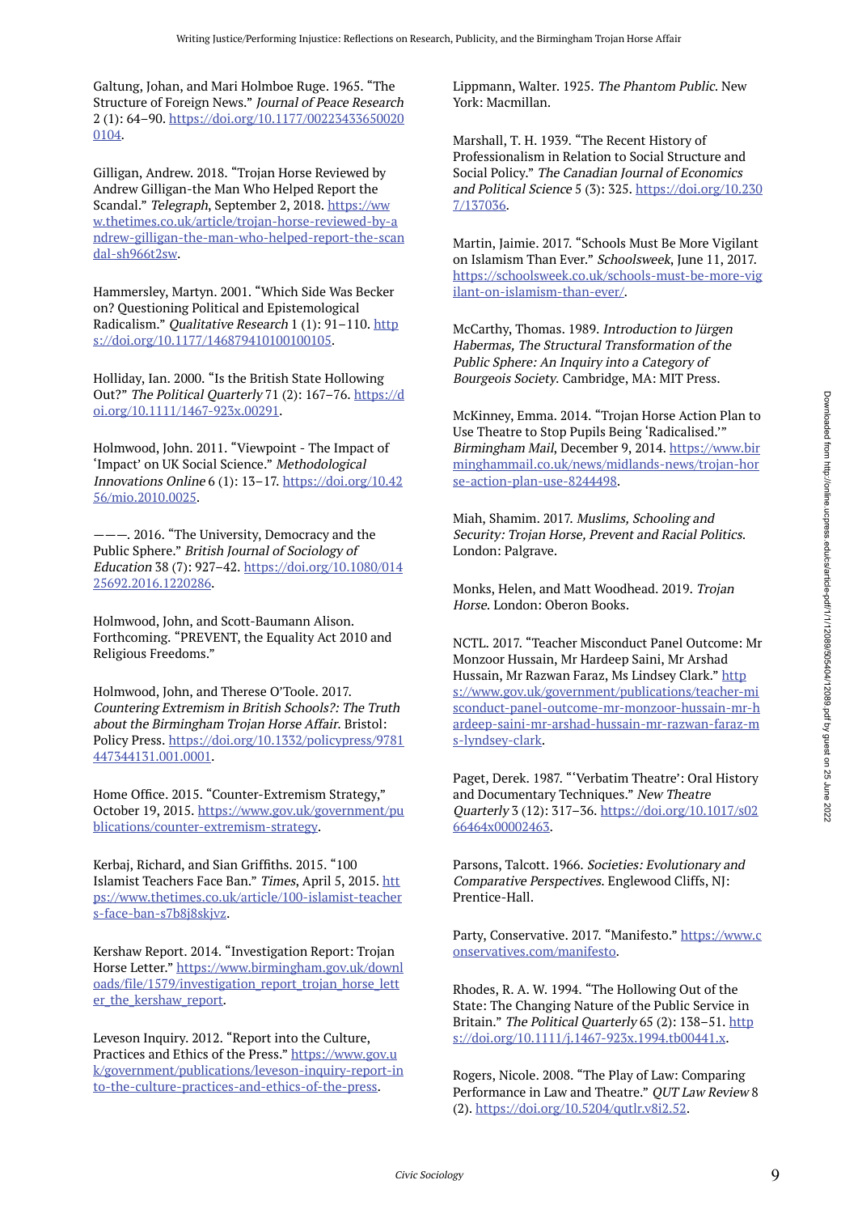Galtung, Johan, and Mari Holmboe Ruge. 1965. "The Structure of Foreign News." *Journal of Peace Research* 2 (1): 64–90. https://doi.org/10.1177/002234336500200104.

Gilligan, Andrew. 2018. "Trojan Horse Reviewed by Andrew Gilligan-the Man Who Helped Report the Scandal." *Telegraph*, September 2, 2018. https://www.thetimes.co.uk/article/trojan-horse-reviewed-by-andrew-gilligan-the-man-who-helped-report-the-scandal-sh966t2sw.

Hammersley, Martyn. 2001. "Which Side Was Becker on? Questioning Political and Epistemological Radicalism." *Qualitative Research* 1 (1): 91–110. https://doi.org/10.1177/146879410100100105.

Holliday, Ian. 2000. "Is the British State Hollowing Out?" *The Political Quarterly* 71 (2): 167–76. https://doi.org/10.1111/1467-923x.00291.

Holmwood, John. 2011. "Viewpoint - The Impact of 'Impact' on UK Social Science." *Methodological Innovations Online* 6 (1): 13–17. https://doi.org/10.4256/mio.2010.0025.

———. 2016. "The University, Democracy and the Public Sphere." *British Journal of Sociology of Education* 38 (7): 927–42. https://doi.org/10.1080/01425692.2016.1220286.

Holmwood, John, and Scott-Baumann Alison. Forthcoming. "PREVENT, the Equality Act 2010 and Religious Freedoms."

Holmwood, John, and Therese O'Toole. 2017. *Countering Extremism in British Schools?: The Truth about the Birmingham Trojan Horse Affair*. Bristol: Policy Press. https://doi.org/10.1332/policypress/9781447344131.001.0001.

Home Office. 2015. "Counter-Extremism Strategy," October 19, 2015. https://www.gov.uk/government/publications/counter-extremism-strategy.

Kerbaj, Richard, and Sian Griffiths. 2015. "100 Islamist Teachers Face Ban." *Times*, April 5, 2015. https://www.thetimes.co.uk/article/100-islamist-teachers-face-ban-s7b8j8skjvz.

Kershaw Report. 2014. "Investigation Report: Trojan Horse Letter." https://www.birmingham.gov.uk/downloads/file/1579/investigation_report_trojan_horse_letter_the_kershaw_report.

Leveson Inquiry. 2012. "Report into the Culture, Practices and Ethics of the Press." https://www.gov.uk/government/publications/leveson-inquiry-report-into-the-culture-practices-and-ethics-of-the-press.

Lippmann, Walter. 1925. *The Phantom Public*. New York: Macmillan.

Marshall, T. H. 1939. "The Recent History of Professionalism in Relation to Social Structure and Social Policy." *The Canadian Journal of Economics and Political Science* 5 (3): 325. https://doi.org/10.2307/137036.

Martin, Jaimie. 2017. "Schools Must Be More Vigilant on Islamism Than Ever." *Schoolsweek*, June 11, 2017. https://schoolsweek.co.uk/schools-must-be-more-vigilant-on-islamism-than-ever/.

McCarthy, Thomas. 1989. *Introduction to Jürgen Habermas, The Structural Transformation of the Public Sphere: An Inquiry into a Category of Bourgeois Society*. Cambridge, MA: MIT Press.

McKinney, Emma. 2014. "Trojan Horse Action Plan to Use Theatre to Stop Pupils Being 'Radicalised.'" *Birmingham Mail*, December 9, 2014. https://www.birminghammail.co.uk/news/midlands-news/trojan-horse-action-plan-use-8244498.

Miah, Shamim. 2017. *Muslims, Schooling and Security: Trojan Horse, Prevent and Racial Politics*. London: Palgrave.

Monks, Helen, and Matt Woodhead. 2019. *Trojan Horse*. London: Oberon Books.

NCTL. 2017. "Teacher Misconduct Panel Outcome: Mr Monzoor Hussain, Mr Hardeep Saini, Mr Arshad Hussain, Mr Razwan Faraz, Ms Lindsey Clark." https://www.gov.uk/government/publications/teacher-misconduct-panel-outcome-mr-monzoor-hussain-mr-hardeep-saini-mr-arshad-hussain-mr-razwan-faraz-ms-lyndsey-clark.

Paget, Derek. 1987. "'Verbatim Theatre': Oral History and Documentary Techniques." *New Theatre Quarterly* 3 (12): 317–36. https://doi.org/10.1017/s0266464x00002463.

Parsons, Talcott. 1966. *Societies: Evolutionary and Comparative Perspectives*. Englewood Cliffs, NJ: Prentice-Hall.

Party, Conservative. 2017. "Manifesto." https://www.conservatives.com/manifesto.

Rhodes, R. A. W. 1994. "The Hollowing Out of the State: The Changing Nature of the Public Service in Britain." *The Political Quarterly* 65 (2): 138–51. https://doi.org/10.1111/j.1467-923x.1994.tb00441.x.

Rogers, Nicole. 2008. "The Play of Law: Comparing Performance in Law and Theatre." *QUT Law Review* 8 (2). https://doi.org/10.5204/qutlr.v8i2.52.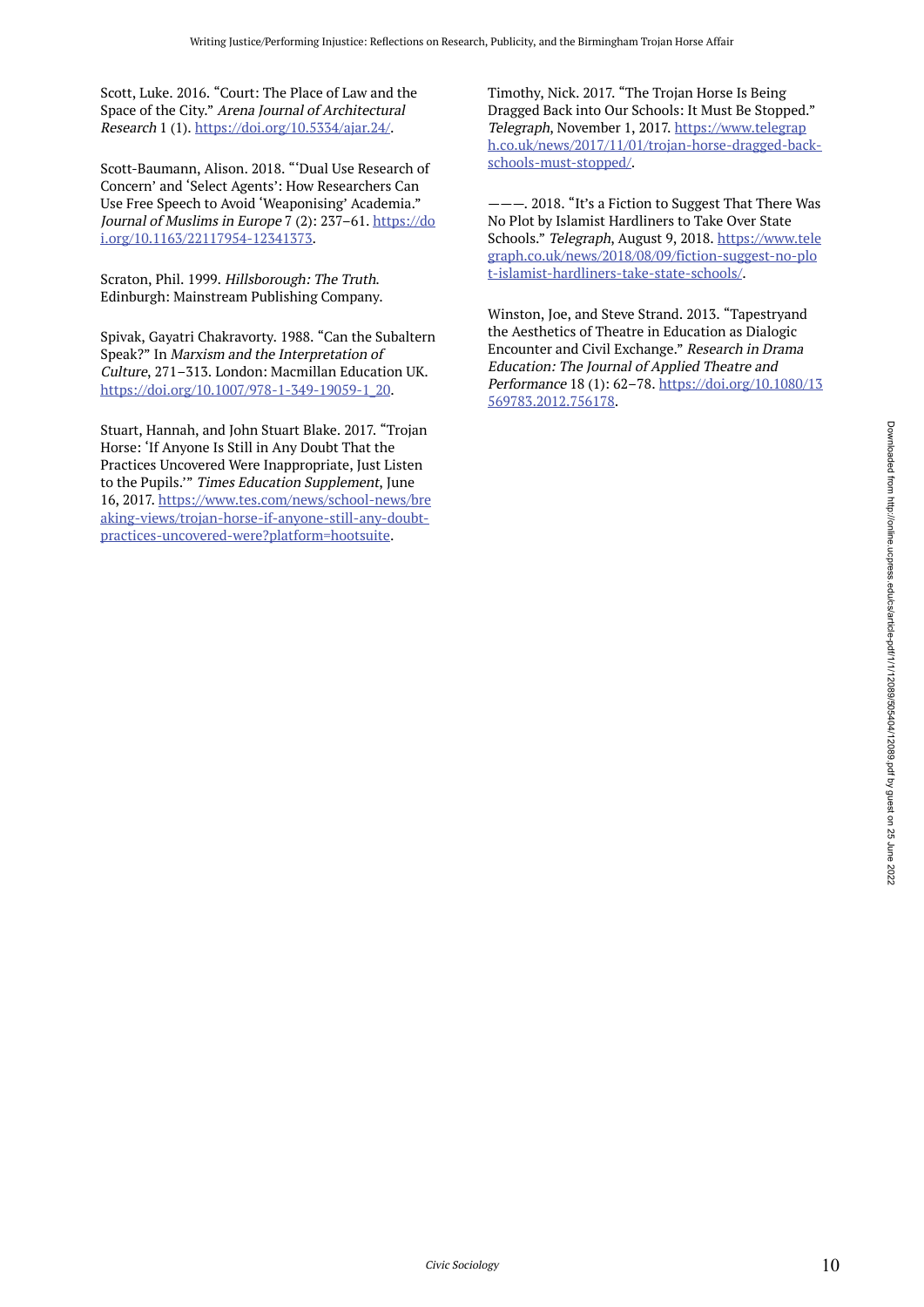Scott, Luke. 2016. “Court: The Place of Law and the Space of the City.” *Arena Journal of Architectural Research* 1 (1). https://doi.org/10.5334/ajar.24/.

Scott-Baumann, Alison. 2018. “‘Dual Use Research of Concern’ and ‘Select Agents’: How Researchers Can Use Free Speech to Avoid ‘Weaponising’ Academia.” *Journal of Muslims in Europe* 7 (2): 237–61. https://doi.org/10.1163/22117954-12341373.

Scraton, Phil. 1999. *Hillsborough: The Truth.* Edinburgh: Mainstream Publishing Company.

Spivak, Gayatri Chakravorty. 1988. “Can the Subaltern Speak?” In *Marxism and the Interpretation of Culture*, 271–313. London: Macmillan Education UK. https://doi.org/10.1007/978-1-349-19059-1_20.

Stuart, Hannah, and John Stuart Blake. 2017. “Trojan Horse: ‘If Anyone Is Still in Any Doubt That the Practices Uncovered Were Inappropriate, Just Listen to the Pupils.’” *Times Education Supplement*, June 16, 2017. https://www.tes.com/news/school-news/breaking-views/trojan-horse-if-anyone-still-any-doubt-practices-uncovered-were?platform=hootsuite.

Timothy, Nick. 2017. “The Trojan Horse Is Being Dragged Back into Our Schools: It Must Be Stopped.” *Telegraph*, November 1, 2017. https://www.telegraph.co.uk/news/2017/11/01/trojan-horse-dragged-back-schools-must-stopped/.

———. 2018. “It’s a Fiction to Suggest That There Was No Plot by Islamist Hardliners to Take Over State Schools.” *Telegraph*, August 9, 2018. https://www.telegraph.co.uk/news/2018/08/09/fiction-suggest-no-plot-islamist-hardliners-take-state-schools/.

Winston, Joe, and Steve Strand. 2013. “Tapestryand the Aesthetics of Theatre in Education as Dialogic Encounter and Civil Exchange.” *Research in Drama Education: The Journal of Applied Theatre and Performance* 18 (1): 62–78. https://doi.org/10.1080/13569783.2012.756178.